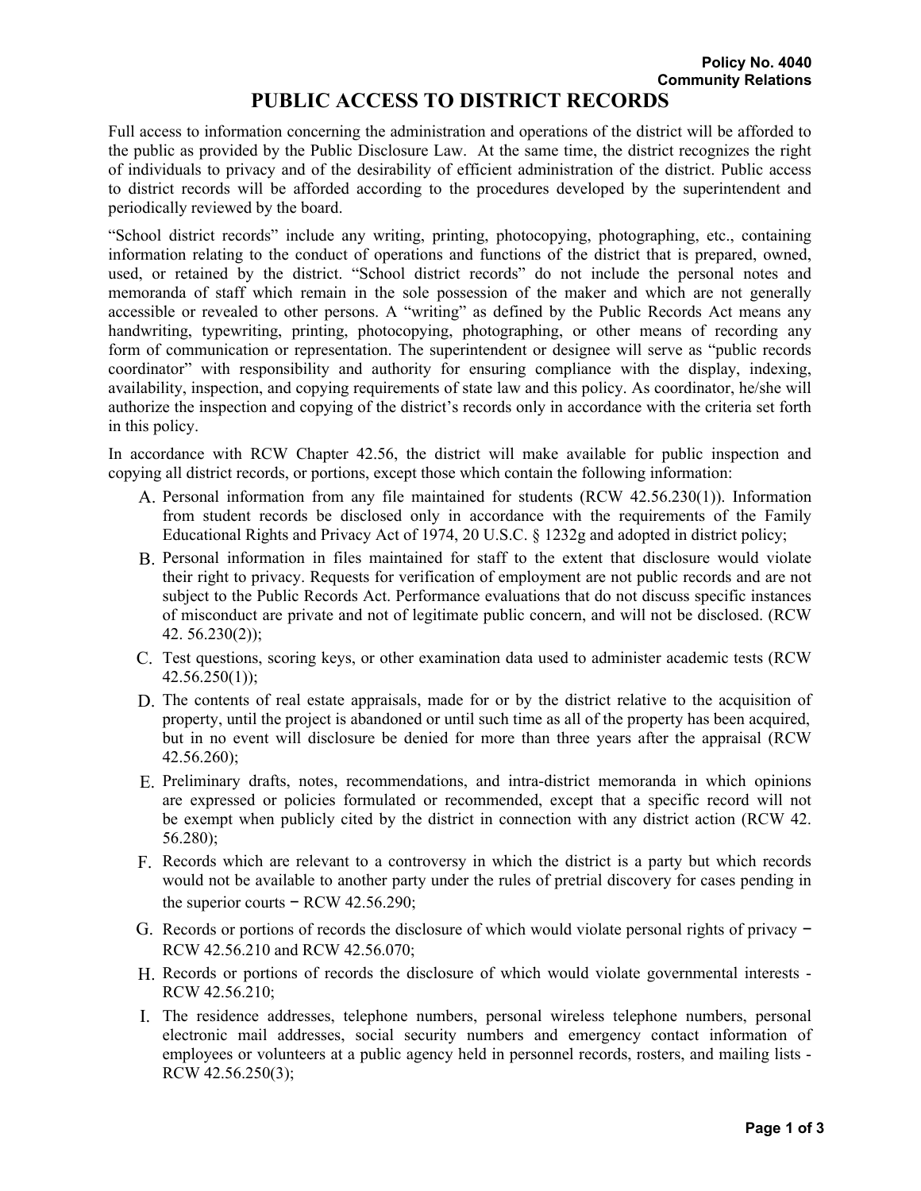Policy No. 4040
Community Relations

# PUBLIC ACCESS TO DISTRICT RECORDS

Full access to information concerning the administration and operations of the district will be afforded to the public as provided by the Public Disclosure Law. At the same time, the district recognizes the right of individuals to privacy and of the desirability of efficient administration of the district. Public access to district records will be afforded according to the procedures developed by the superintendent and periodically reviewed by the board.

"School district records" include any writing, printing, photocopying, photographing, etc., containing information relating to the conduct of operations and functions of the district that is prepared, owned, used, or retained by the district. "School district records" do not include the personal notes and memoranda of staff which remain in the sole possession of the maker and which are not generally accessible or revealed to other persons. A "writing" as defined by the Public Records Act means any handwriting, typewriting, printing, photocopying, photographing, or other means of recording any form of communication or representation. The superintendent or designee will serve as "public records coordinator" with responsibility and authority for ensuring compliance with the display, indexing, availability, inspection, and copying requirements of state law and this policy. As coordinator, he/she will authorize the inspection and copying of the district's records only in accordance with the criteria set forth in this policy.

In accordance with RCW Chapter 42.56, the district will make available for public inspection and copying all district records, or portions, except those which contain the following information:

A. Personal information from any file maintained for students (RCW 42.56.230(1)). Information from student records be disclosed only in accordance with the requirements of the Family Educational Rights and Privacy Act of 1974, 20 U.S.C. § 1232g and adopted in district policy;

B. Personal information in files maintained for staff to the extent that disclosure would violate their right to privacy. Requests for verification of employment are not public records and are not subject to the Public Records Act. Performance evaluations that do not discuss specific instances of misconduct are private and not of legitimate public concern, and will not be disclosed. (RCW 42. 56.230(2));

C. Test questions, scoring keys, or other examination data used to administer academic tests (RCW 42.56.250(1));

D. The contents of real estate appraisals, made for or by the district relative to the acquisition of property, until the project is abandoned or until such time as all of the property has been acquired, but in no event will disclosure be denied for more than three years after the appraisal (RCW 42.56.260);

E. Preliminary drafts, notes, recommendations, and intra-district memoranda in which opinions are expressed or policies formulated or recommended, except that a specific record will not be exempt when publicly cited by the district in connection with any district action (RCW 42. 56.280);

F. Records which are relevant to a controversy in which the district is a party but which records would not be available to another party under the rules of pretrial discovery for cases pending in the superior courts − RCW 42.56.290;

G. Records or portions of records the disclosure of which would violate personal rights of privacy − RCW 42.56.210 and RCW 42.56.070;

H. Records or portions of records the disclosure of which would violate governmental interests - RCW 42.56.210;

I. The residence addresses, telephone numbers, personal wireless telephone numbers, personal electronic mail addresses, social security numbers and emergency contact information of employees or volunteers at a public agency held in personnel records, rosters, and mailing lists - RCW 42.56.250(3);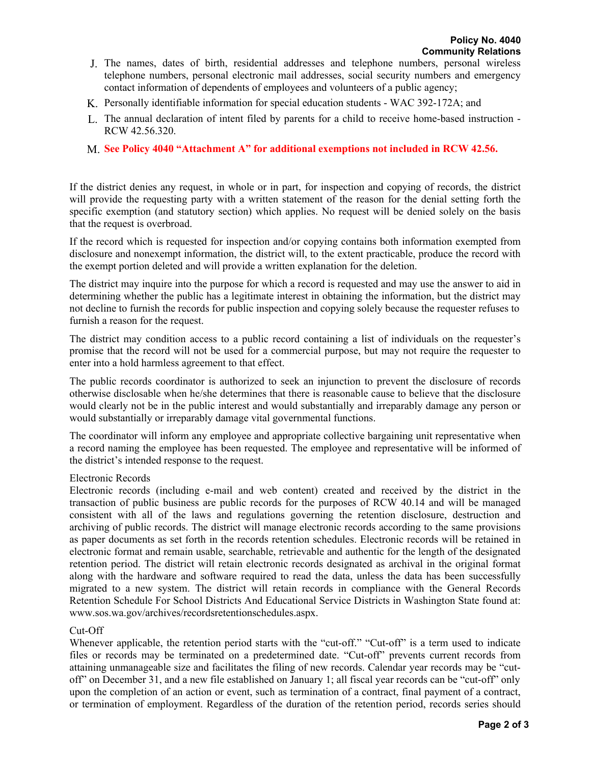J. The names, dates of birth, residential addresses and telephone numbers, personal wireless telephone numbers, personal electronic mail addresses, social security numbers and emergency contact information of dependents of employees and volunteers of a public agency;

K. Personally identifiable information for special education students - WAC 392-172A; and

L. The annual declaration of intent filed by parents for a child to receive home-based instruction - RCW 42.56.320.

M. **See Policy 4040 "Attachment A" for additional exemptions not included in RCW 42.56.**

If the district denies any request, in whole or in part, for inspection and copying of records, the district will provide the requesting party with a written statement of the reason for the denial setting forth the specific exemption (and statutory section) which applies. No request will be denied solely on the basis that the request is overbroad.

If the record which is requested for inspection and/or copying contains both information exempted from disclosure and nonexempt information, the district will, to the extent practicable, produce the record with the exempt portion deleted and will provide a written explanation for the deletion.

The district may inquire into the purpose for which a record is requested and may use the answer to aid in determining whether the public has a legitimate interest in obtaining the information, but the district may not decline to furnish the records for public inspection and copying solely because the requester refuses to furnish a reason for the request.

The district may condition access to a public record containing a list of individuals on the requester's promise that the record will not be used for a commercial purpose, but may not require the requester to enter into a hold harmless agreement to that effect.

The public records coordinator is authorized to seek an injunction to prevent the disclosure of records otherwise disclosable when he/she determines that there is reasonable cause to believe that the disclosure would clearly not be in the public interest and would substantially and irreparably damage any person or would substantially or irreparably damage vital governmental functions.

The coordinator will inform any employee and appropriate collective bargaining unit representative when a record naming the employee has been requested. The employee and representative will be informed of the district's intended response to the request.

Electronic Records

Electronic records (including e-mail and web content) created and received by the district in the transaction of public business are public records for the purposes of RCW 40.14 and will be managed consistent with all of the laws and regulations governing the retention disclosure, destruction and archiving of public records. The district will manage electronic records according to the same provisions as paper documents as set forth in the records retention schedules. Electronic records will be retained in electronic format and remain usable, searchable, retrievable and authentic for the length of the designated retention period. The district will retain electronic records designated as archival in the original format along with the hardware and software required to read the data, unless the data has been successfully migrated to a new system. The district will retain records in compliance with the General Records Retention Schedule For School Districts And Educational Service Districts in Washington State found at: www.sos.wa.gov/archives/recordsretentionschedules.aspx.

Cut-Off

Whenever applicable, the retention period starts with the "cut-off." "Cut-off" is a term used to indicate files or records may be terminated on a predetermined date. "Cut-off" prevents current records from attaining unmanageable size and facilitates the filing of new records. Calendar year records may be "cut-off" on December 31, and a new file established on January 1; all fiscal year records can be "cut-off" only upon the completion of an action or event, such as termination of a contract, final payment of a contract, or termination of employment. Regardless of the duration of the retention period, records series should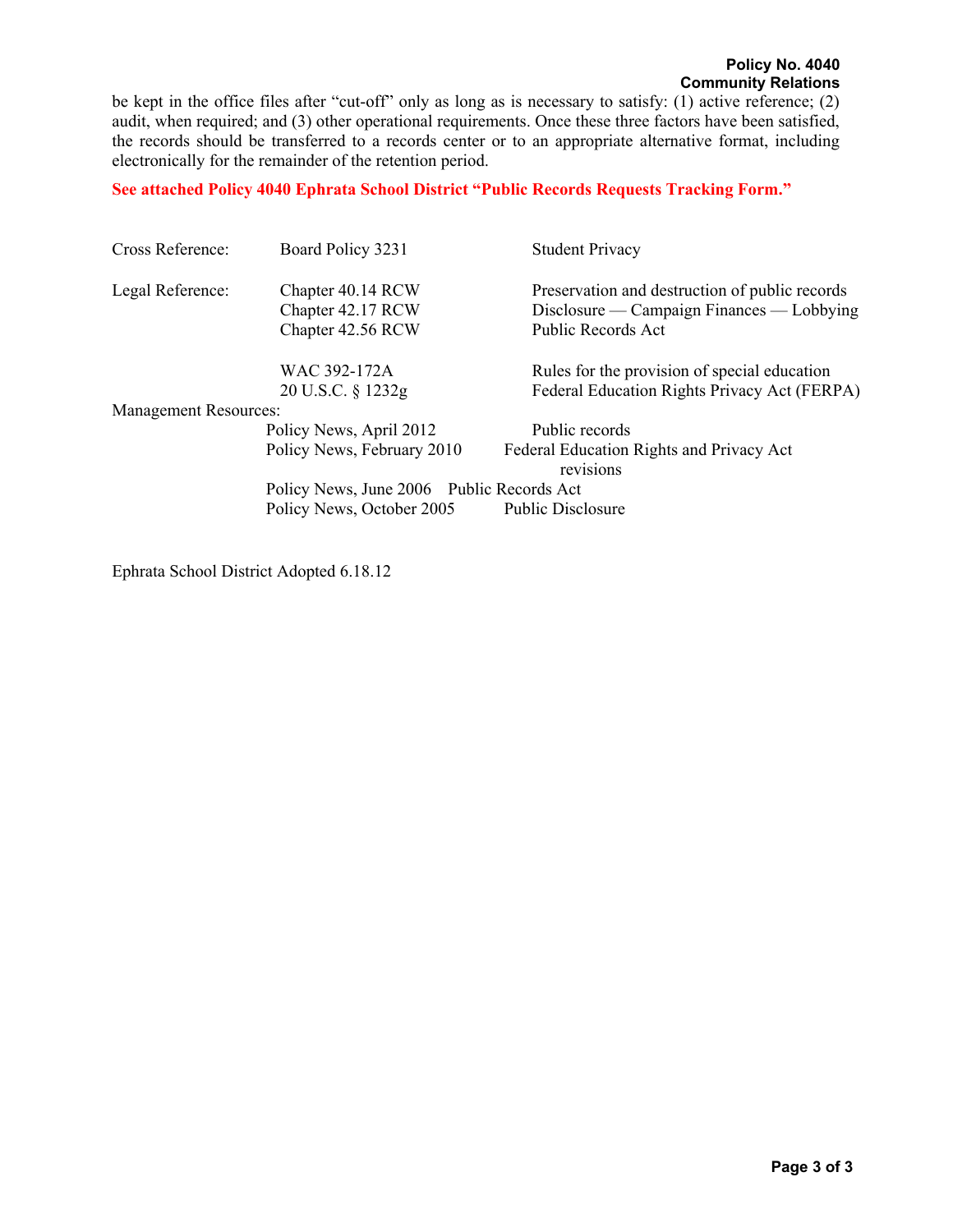be kept in the office files after "cut-off" only as long as is necessary to satisfy: (1) active reference; (2) audit, when required; and (3) other operational requirements. Once these three factors have been satisfied, the records should be transferred to a records center or to an appropriate alternative format, including electronically for the remainder of the retention period.

**See attached Policy 4040 Ephrata School District "Public Records Requests Tracking Form."**

| | | |
|---|---|---|
| Cross Reference: | Board Policy 3231 | Student Privacy |
| Legal Reference: | Chapter 40.14 RCW | Preservation and destruction of public records |
| | Chapter 42.17 RCW | Disclosure — Campaign Finances — Lobbying |
| | Chapter 42.56 RCW | Public Records Act |
| | WAC 392-172A | Rules for the provision of special education |
| | 20 U.S.C. § 1232g | Federal Education Rights Privacy Act (FERPA) |
| Management Resources: | | |
| | Policy News, April 2012 | Public records |
| | Policy News, February 2010 | Federal Education Rights and Privacy Act revisions |
| | Policy News, June 2006 | Public Records Act |
| | Policy News, October 2005 | Public Disclosure |

Ephrata School District Adopted 6.18.12